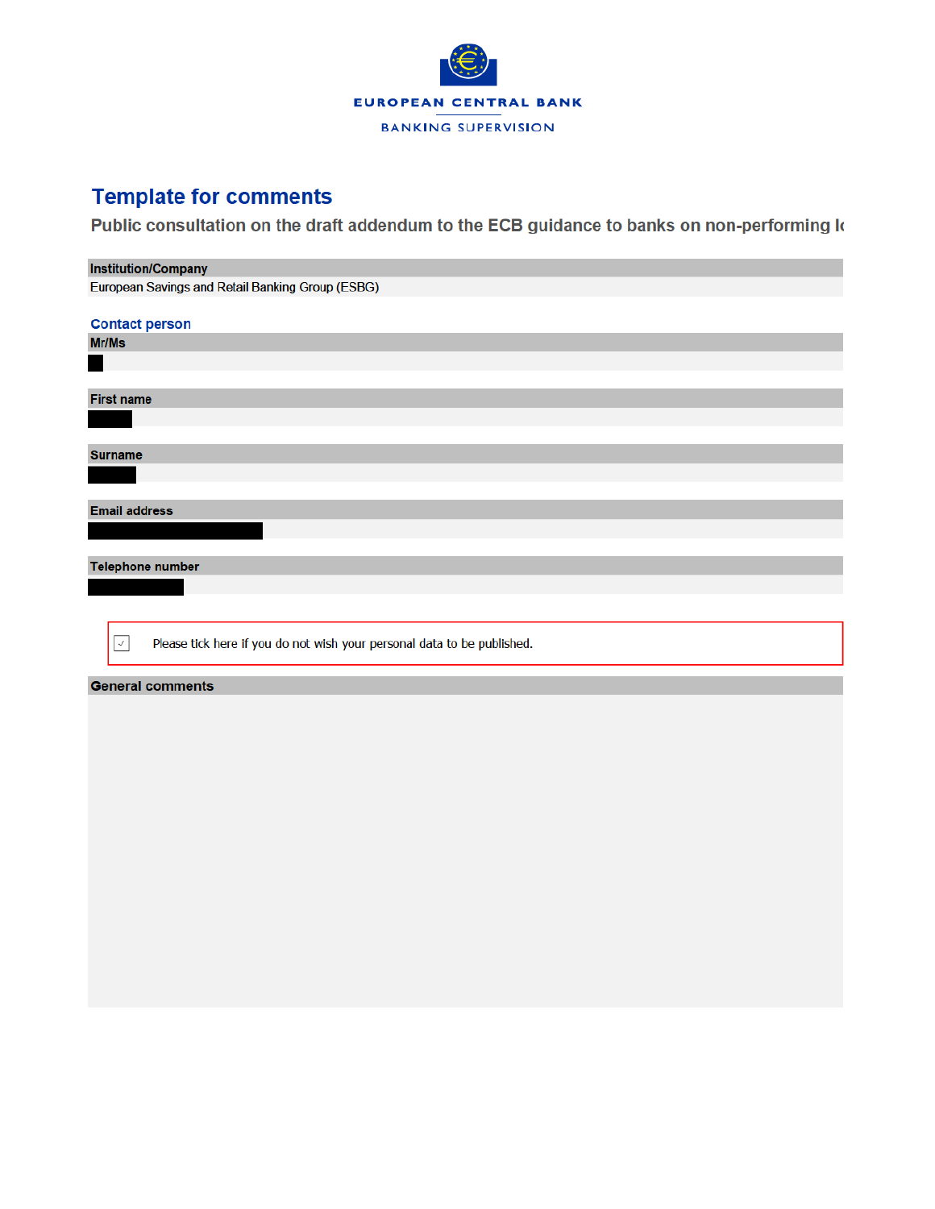EUROPEAN CENTRAL BANK

BANKING SUPERVISION

# Template for comments

## Public consultation on the draft addendum to the ECB guidance to banks on non-performing lo

**Institution/Company**

European Savings and Retail Banking Group (ESBG)

### Contact person

**Mr/Ms**

**First name**

**Surname**

**Email address**

**Telephone number**

☑ Please tick here if you do not wish your personal data to be published.

**General comments**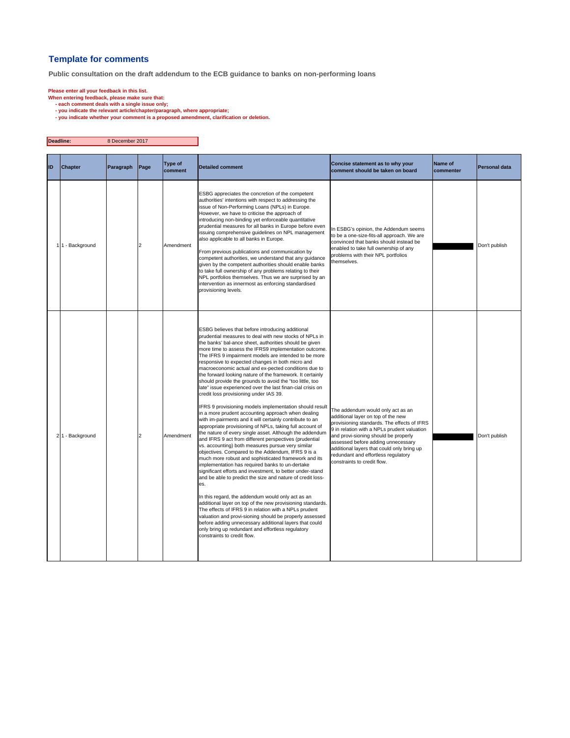## Template for comments

**Public consultation on the draft addendum to the ECB guidance to banks on non-performing loans**

**Please enter all your feedback in this list.**
**When entering feedback, please make sure that:**
- **each comment deals with a single issue only;**
- **you indicate the relevant article/chapter/paragraph, where appropriate;**
- **you indicate whether your comment is a proposed amendment, clarification or deletion.**

| **Deadline:** | 8 December 2017 |
|---|---|

| ID | Chapter | Paragraph | Page | Type of comment | Detailed comment | Concise statement as to why your comment should be taken on board | Name of commenter | Personal data |
|---|---|---|---|---|---|---|---|---|
| 1 | 1 - Background | | 2 | Amendment | ESBG appreciates the concretion of the competent authorities' intentions with respect to addressing the issue of Non-Performing Loans (NPLs) in Europe. However, we have to criticise the approach of introducing non-binding yet enforceable quantitative prudential measures for all banks in Europe before even issuing comprehensive guidelines on NPL management also applicable to all banks in Europe.<br><br>From previous publications and communication by competent authorities, we understand that any guidance given by the competent authorities should enable banks to take full ownership of any problems relating to their NPL portfolios themselves. Thus we are surprised by an intervention as innermost as enforcing standardised provisioning levels. | In ESBG's opinion, the Addendum seems to be a one-size-fits-all approach. We are convinced that banks should instead be enabled to take full ownership of any problems with their NPL portfolios themselves. | | Don't publish |
| 2 | 1 - Background | | 2 | Amendment | ESBG believes that before introducing additional prudential measures to deal with new stocks of NPLs in the banks' bal-ance sheet, authorities should be given more time to assess the IFRS9 implementation outcome. The IFRS 9 impairment models are intended to be more responsive to expected changes in both micro and macroeconomic actual and ex-pected conditions due to the forward looking nature of the framework. It certainly should provide the grounds to avoid the "too little, too late" issue experienced over the last finan-cial crisis on credit loss provisioning under IAS 39.<br><br>IFRS 9 provisioning models implementation should result in a more prudent accounting approach when dealing with im-pairments and it will certainly contribute to an appropriate provisioning of NPLs, taking full account of the nature of every single asset. Although the addendum and IFRS 9 act from different perspectives (prudential vs. accounting) both measures pursue very similar objectives. Compared to the Addendum, IFRS 9 is a much more robust and sophisticated framework and its implementation has required banks to un-dertake significant efforts and investment, to better under-stand and be able to predict the size and nature of credit loss-es.<br><br>In this regard, the addendum would only act as an additional layer on top of the new provisioning standards. The effects of IFRS 9 in relation with a NPLs prudent valuation and provi-sioning should be properly assessed before adding unnecessary additional layers that could only bring up redundant and effortless regulatory constraints to credit flow. | The addendum would only act as an additional layer on top of the new provisioning standards. The effects of IFRS 9 in relation with a NPLs prudent valuation and provi-sioning should be properly assessed before adding unnecessary additional layers that could only bring up redundant and effortless regulatory constraints to credit flow. | | Don't publish |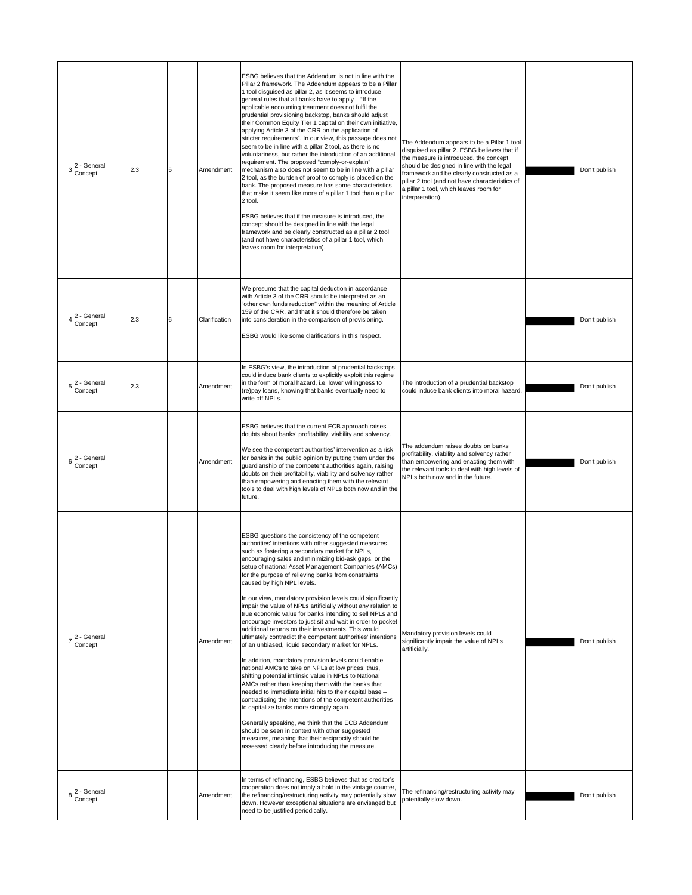| | | | | | | | | |
|---|---|---|---|---|---|---|---|---|
| 3 | 2 - General Concept | 2.3 | 5 | Amendment | ESBG believes that the Addendum is not in line with the Pillar 2 framework. The Addendum appears to be a Pillar 1 tool disguised as pillar 2, as it seems to introduce general rules that all banks have to apply – "If the applicable accounting treatment does not fulfil the prudential provisioning backstop, banks should adjust their Common Equity Tier 1 capital on their own initiative, applying Article 3 of the CRR on the application of stricter requirements". In our view, this passage does not seem to be in line with a pillar 2 tool, as there is no voluntariness, but rather the introduction of an additional requirement. The proposed "comply-or-explain" mechanism also does not seem to be in line with a pillar 2 tool, as the burden of proof to comply is placed on the bank. The proposed measure has some characteristics that make it seem like more of a pillar 1 tool than a pillar 2 tool.<br><br>ESBG believes that if the measure is introduced, the concept should be designed in line with the legal framework and be clearly constructed as a pillar 2 tool (and not have characteristics of a pillar 1 tool, which leaves room for interpretation). | The Addendum appears to be a Pillar 1 tool disguised as pillar 2. ESBG believes that if the measure is introduced, the concept should be designed in line with the legal framework and be clearly constructed as a pillar 2 tool (and not have characteristics of a pillar 1 tool, which leaves room for interpretation). | | Don't publish |
| 4 | 2 - General Concept | 2.3 | 6 | Clarification | We presume that the capital deduction in accordance with Article 3 of the CRR should be interpreted as an "other own funds reduction" within the meaning of Article 159 of the CRR, and that it should therefore be taken into consideration in the comparison of provisioning.<br><br>ESBG would like some clarifications in this respect. | | | Don't publish |
| 5 | 2 - General Concept | 2.3 | | Amendment | In ESBG's view, the introduction of prudential backstops could induce bank clients to explicitly exploit this regime in the form of moral hazard, i.e. lower willingness to (re)pay loans, knowing that banks eventually need to write off NPLs. | The introduction of a prudential backstop could induce bank clients into moral hazard. | | Don't publish |
| 6 | 2 - General Concept | | | Amendment | ESBG believes that the current ECB approach raises doubts about banks' profitability, viability and solvency.<br><br>We see the competent authorities' intervention as a risk for banks in the public opinion by putting them under the guardianship of the competent authorities again, raising doubts on their profitability, viability and solvency rather than empowering and enacting them with the relevant tools to deal with high levels of NPLs both now and in the future. | The addendum raises doubts on banks profitability, viability and solvency rather than empowering and enacting them with the relevant tools to deal with high levels of NPLs both now and in the future. | | Don't publish |
| 7 | 2 - General Concept | | | Amendment | ESBG questions the consistency of the competent authorities' intentions with other suggested measures such as fostering a secondary market for NPLs, encouraging sales and minimizing bid-ask gaps, or the setup of national Asset Management Companies (AMCs) for the purpose of relieving banks from constraints caused by high NPL levels.<br><br>In our view, mandatory provision levels could significantly impair the value of NPLs artificially without any relation to true economic value for banks intending to sell NPLs and encourage investors to just sit and wait in order to pocket additional returns on their investments. This would ultimately contradict the competent authorities' intentions of an unbiased, liquid secondary market for NPLs.<br><br>In addition, mandatory provision levels could enable national AMCs to take on NPLs at low prices; thus, shifting potential intrinsic value in NPLs to National AMCs rather than keeping them with the banks that needed to immediate initial hits to their capital base – contradicting the intentions of the competent authorities to capitalize banks more strongly again.<br><br>Generally speaking, we think that the ECB Addendum should be seen in context with other suggested measures, meaning that their reciprocity should be assessed clearly before introducing the measure. | Mandatory provision levels could significantly impair the value of NPLs artificially. | | Don't publish |
| 8 | 2 - General Concept | | | Amendment | In terms of refinancing, ESBG believes that as creditor's cooperation does not imply a hold in the vintage counter, the refinancing/restructuring activity may potentially slow down. However exceptional situations are envisaged but need to be justified periodically. | The refinancing/restructuring activity may potentially slow down. | | Don't publish |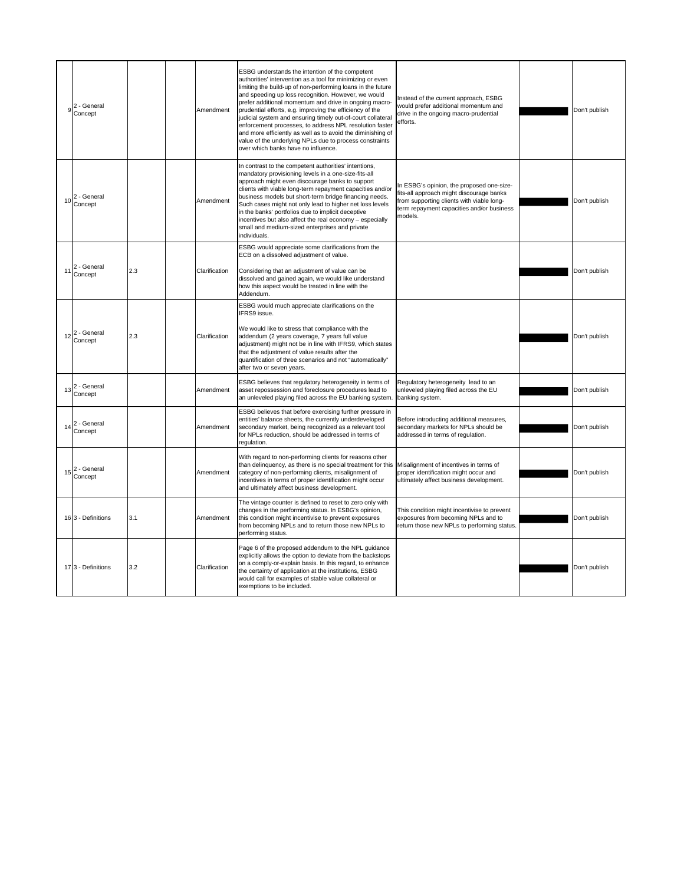| | | | | | | | | |
|---|---|---|---|---|---|---|---|---|
| 9 | 2 - General Concept | | | Amendment | ESBG understands the intention of the competent authorities' intervention as a tool for minimizing or even limiting the build-up of non-performing loans in the future and speeding up loss recognition. However, we would prefer additional momentum and drive in ongoing macro-prudential efforts, e.g. improving the efficiency of the judicial system and ensuring timely out-of-court collateral enforcement processes, to address NPL resolution faster and more efficiently as well as to avoid the diminishing of value of the underlying NPLs due to process constraints over which banks have no influence. | Instead of the current approach, ESBG would prefer additional momentum and drive in the ongoing macro-prudential efforts. | | Don't publish |
| 10 | 2 - General Concept | | | Amendment | In contrast to the competent authorities' intentions, mandatory provisioning levels in a one-size-fits-all approach might even discourage banks to support clients with viable long-term repayment capacities and/or business models but short-term bridge financing needs. Such cases might not only lead to higher net loss levels in the banks' portfolios due to implicit deceptive incentives but also affect the real economy – especially small and medium-sized enterprises and private individuals. | In ESBG's opinion, the proposed one-size-fits-all approach might discourage banks from supporting clients with viable long-term repayment capacities and/or business models. | | Don't publish |
| 11 | 2 - General Concept | 2.3 | | Clarification | ESBG would appreciate some clarifications from the ECB on a dissolved adjustment of value.<br><br>Considering that an adjustment of value can be dissolved and gained again, we would like understand how this aspect would be treated in line with the Addendum. | | | Don't publish |
| 12 | 2 - General Concept | 2.3 | | Clarification | ESBG would much appreciate clarifications on the IFRS9 issue.<br><br>We would like to stress that compliance with the addendum (2 years coverage, 7 years full value adjustment) might not be in line with IFRS9, which states that the adjustment of value results after the quantification of three scenarios and not "automatically" after two or seven years. | | | Don't publish |
| 13 | 2 - General Concept | | | Amendment | ESBG believes that regulatory heterogeneity in terms of asset repossession and foreclosure procedures lead to an unleveled playing filed across the EU banking system. | Regulatory heterogeneity lead to an unleveled playing filed across the EU banking system. | | Don't publish |
| 14 | 2 - General Concept | | | Amendment | ESBG believes that before exercising further pressure in entities' balance sheets, the currently underdeveloped secondary market, being recognized as a relevant tool for NPLs reduction, should be addressed in terms of regulation. | Before introducting additional measures, secondary markets for NPLs should be addressed in terms of regulation. | | Don't publish |
| 15 | 2 - General Concept | | | Amendment | With regard to non-performing clients for reasons other than delinquency, as there is no special treatment for this category of non-performing clients, misalignment of incentives in terms of proper identification might occur and ultimately affect business development. | Misalignment of incentives in terms of proper identification might occur and ultimately affect business development. | | Don't publish |
| 16 | 3 - Definitions | 3.1 | | Amendment | The vintage counter is defined to reset to zero only with changes in the performing status. In ESBG's opinion, this condition might incentivise to prevent exposures from becoming NPLs and to return those new NPLs to performing status. | This condition might incentivise to prevent exposures from becoming NPLs and to return those new NPLs to performing status. | | Don't publish |
| 17 | 3 - Definitions | 3.2 | | Clarification | Page 6 of the proposed addendum to the NPL guidance explicitly allows the option to deviate from the backstops on a comply-or-explain basis. In this regard, to enhance the certainty of application at the institutions, ESBG would call for examples of stable value collateral or exemptions to be included. | | | Don't publish |